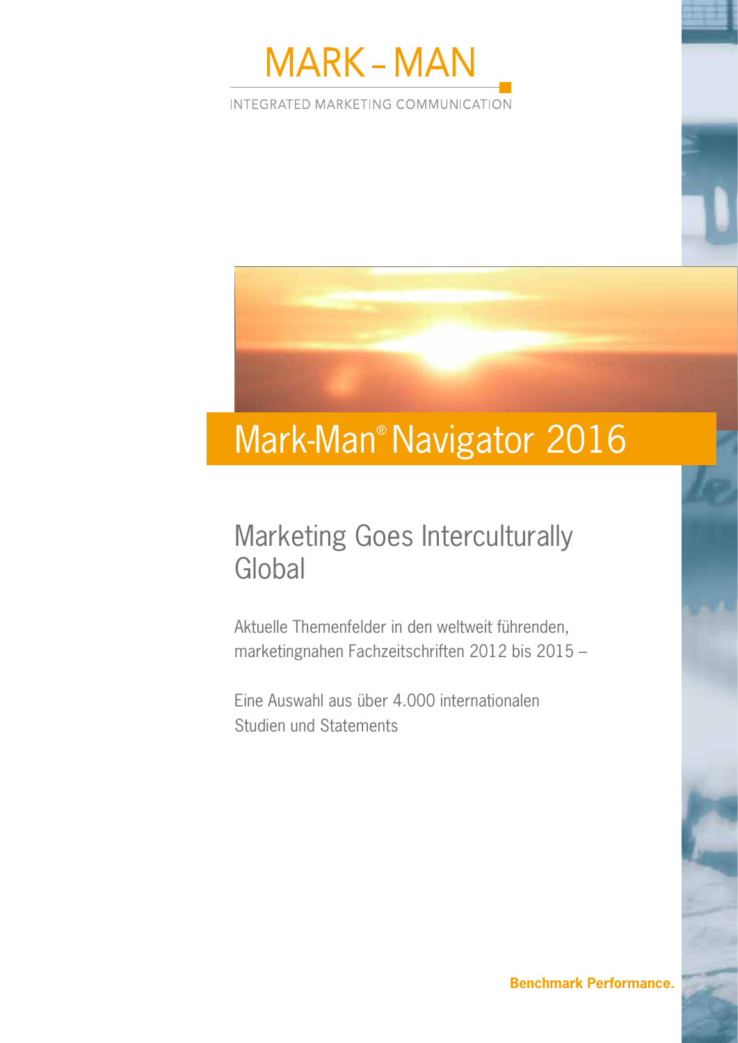MARK – MAN

INTEGRATED MARKETING COMMUNICATION

# Mark-Man® Navigator 2016

## Marketing Goes Interculturally Global

Aktuelle Themenfelder in den weltweit führenden, marketingnahen Fachzeitschriften 2012 bis 2015 –

Eine Auswahl aus über 4.000 internationalen Studien und Statements

**Benchmark Performance.**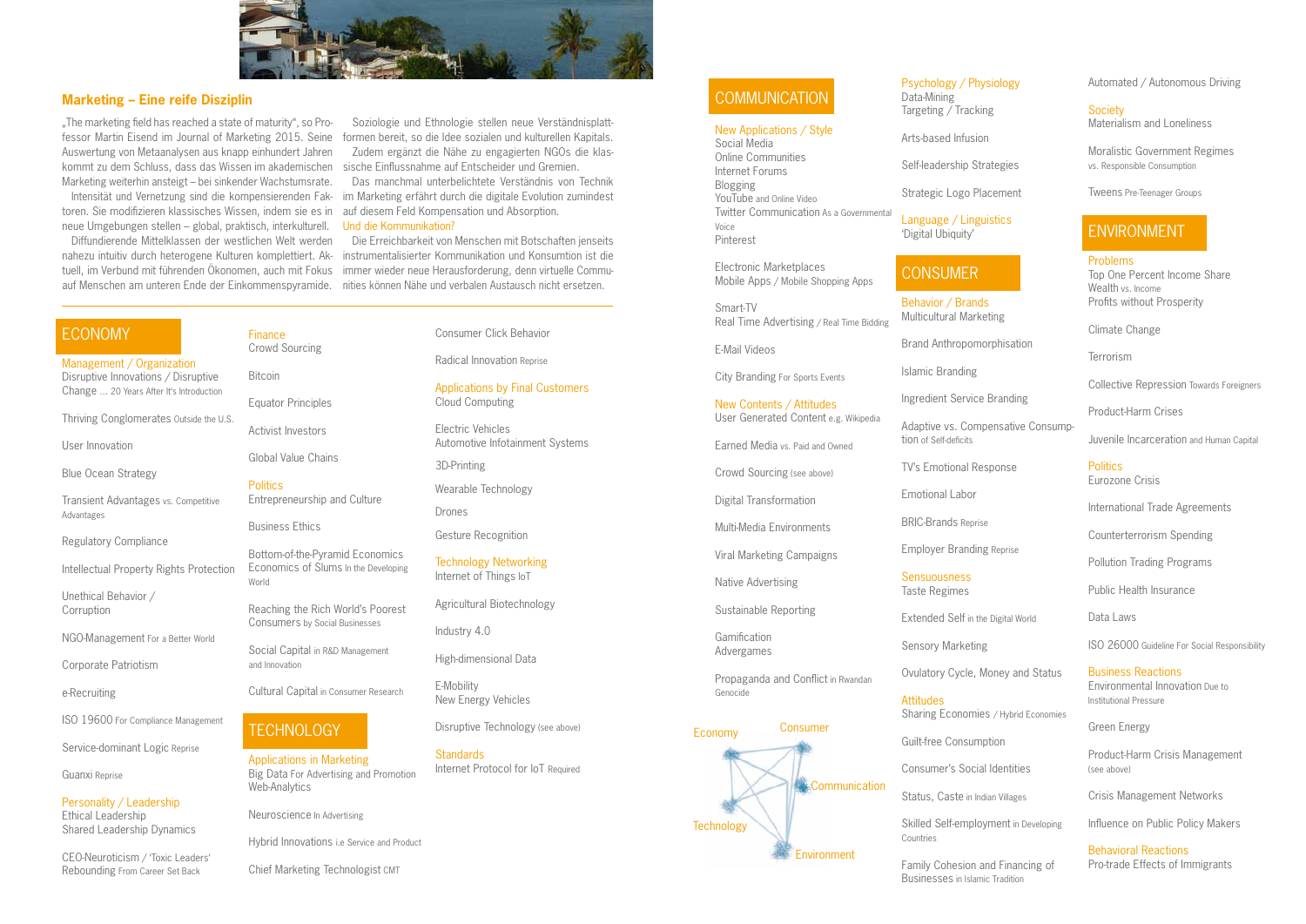## Marketing – Eine reife Disziplin

„The marketing field has reached a state of maturity", so Professor Martin Eisend im Journal of Marketing 2015. Seine Auswertung von Metaanalysen aus knapp einhundert Jahren kommt zu dem Schluss, dass das Wissen im akademischen Marketing weiterhin ansteigt – bei sinkender Wachstumsrate.

Intensität und Vernetzung sind die kompensierenden Faktoren. Sie modifizieren klassisches Wissen, indem sie es in neue Umgebungen stellen – global, praktisch, interkulturell.

Diffundierende Mittelklassen der westlichen Welt werden nahezu intuitiv durch heterogene Kulturen komplettiert. Aktuell, im Verbund mit führenden Ökonomen, auch mit Fokus auf Menschen am unteren Ende der Einkommenspyramide.

Soziologie und Ethnologie stellen neue Verständnisplattformen bereit, so die Idee sozialen und kulturellen Kapitals.

Zudem ergänzt die Nähe zu engagierten NGOs die klassische Einflussnahme auf Entscheider und Gremien.

Das manchmal unterbelichtete Verständnis von Technik im Marketing erfährt durch die digitale Evolution zumindest auf diesem Feld Kompensation und Absorption.

Und die Kommunikation?

Die Erreichbarkeit von Menschen mit Botschaften jenseits instrumentalisierter Kommunikation und Konsumtion ist die immer wieder neue Herausforderung, denn virtuelle Communities können Nähe und verbalen Austausch nicht ersetzen.

## ECONOMY

**Management / Organization**
Disruptive Innovations / Disruptive Change … 20 Years After It's Introduction

Thriving Conglomerates Outside the U.S.

User Innovation

Blue Ocean Strategy

Transient Advantages vs. Competitive Advantages

Regulatory Compliance

Intellectual Property Rights Protection

Unethical Behavior / Corruption

NGO-Management For a Better World

Corporate Patriotism

e-Recruiting

ISO 19600 For Compliance Management

Service-dominant Logic Reprise

Guanxi Reprise

**Personality / Leadership**
Ethical Leadership
Shared Leadership Dynamics

CEO-Neuroticism / 'Toxic Leaders'
Rebounding From Career Set Back

**Finance**
Crowd Sourcing

Bitcoin

Equator Principles

Activist Investors

Global Value Chains

**Politics**
Entrepreneurship and Culture

Business Ethics

Bottom-of-the-Pyramid Economics
Economics of Slums In the Developing World

Reaching the Rich World's Poorest Consumers by Social Businesses

Social Capital in R&D Management and Innovation

Cultural Capital in Consumer Research

## TECHNOLOGY

**Applications in Marketing**
Big Data For Advertising and Promotion
Web-Analytics

Neuroscience In Advertising

Hybrid Innovations i.e Service and Product

Chief Marketing Technologist CMT

Consumer Click Behavior

Radical Innovation Reprise

**Applications by Final Customers**
Cloud Computing

Electric Vehicles
Automotive Infotainment Systems

3D-Printing

Wearable Technology

Drones

Gesture Recognition

**Technology Networking**
Internet of Things IoT

Agricultural Biotechnology

Industry 4.0

High-dimensional Data

E-Mobility
New Energy Vehicles

Disruptive Technology (see above)

**Standards**
Internet Protocol for IoT Required

## COMMUNICATION

**New Applications / Style**
Social Media
Online Communities
Internet Forums
Blogging
YouTube and Online Video
Twitter Communication As a Governmental Voice
Pinterest

Electronic Marketplaces
Mobile Apps / Mobile Shopping Apps

Smart-TV
Real Time Advertising / Real Time Bidding

E-Mail Videos

City Branding For Sports Events

**New Contents / Attitudes**
User Generated Content e.g. Wikipedia

Earned Media vs. Paid and Owned

Crowd Sourcing (see above)

Digital Transformation

Multi-Media Environments

Viral Marketing Campaigns

Native Advertising

Sustainable Reporting

Gamification
Advergames

Propaganda and Conflict in Rwandan Genocide

Economy – Consumer – Communication – Technology – Environment

**Psychology / Physiology**
Data-Mining
Targeting / Tracking

Arts-based Infusion

Self-leadership Strategies

Strategic Logo Placement

**Language / Linguistics**
'Digital Ubiquity'

## CONSUMER

**Behavior / Brands**
Multicultural Marketing

Brand Anthropomorphisation

Islamic Branding

Ingredient Service Branding

Adaptive vs. Compensative Consumption of Self-deficits

TV's Emotional Response

Emotional Labor

BRIC-Brands Reprise

Employer Branding Reprise

**Sensuousness**
Taste Regimes

Extended Self in the Digital World

Sensory Marketing

Ovulatory Cycle, Money and Status

**Attitudes**
Sharing Economies / Hybrid Economies

Guilt-free Consumption

Consumer's Social Identities

Status, Caste in Indian Villages

Skilled Self-employment in Developing Countries

Family Cohesion and Financing of Businesses in Islamic Tradition

Automated / Autonomous Driving

**Society**
Materialism and Loneliness

Moralistic Government Regimes vs. Responsible Consumption

Tweens Pre-Teenager Groups

## ENVIRONMENT

**Problems**
Top One Percent Income Share
Wealth vs. Income
Profits without Prosperity

Climate Change

Terrorism

Collective Repression Towards Foreigners

Product-Harm Crises

Juvenile Incarceration and Human Capital

**Politics**
Eurozone Crisis

International Trade Agreements

Counterterrorism Spending

Pollution Trading Programs

Public Health Insurance

Data Laws

ISO 26000 Guideline For Social Responsibility

**Business Reactions**
Environmental Innovation Due to Institutional Pressure

Green Energy

Product-Harm Crisis Management (see above)

Crisis Management Networks

Influence on Public Policy Makers

**Behavioral Reactions**
Pro-trade Effects of Immigrants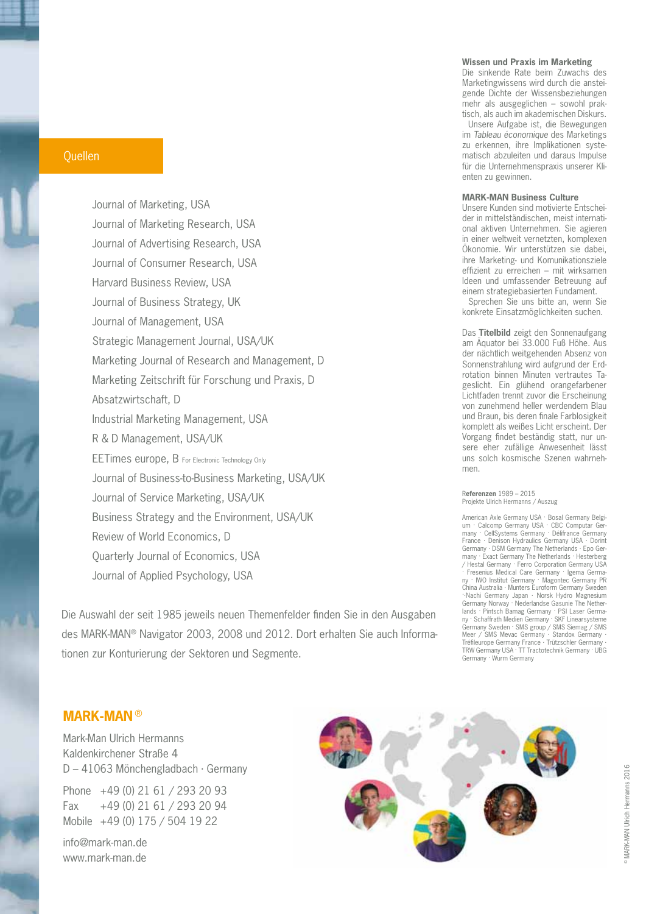## Quellen

- Journal of Marketing, USA
- Journal of Marketing Research, USA
- Journal of Advertising Research, USA
- Journal of Consumer Research, USA
- Harvard Business Review, USA
- Journal of Business Strategy, UK
- Journal of Management, USA
- Strategic Management Journal, USA/UK
- Marketing Journal of Research and Management, D
- Marketing Zeitschrift für Forschung und Praxis, D
- Absatzwirtschaft, D
- Industrial Marketing Management, USA
- R & D Management, USA/UK
- EETimes europe, B For Electronic Technology Only
- Journal of Business-to-Business Marketing, USA/UK
- Journal of Service Marketing, USA/UK
- Business Strategy and the Environment, USA/UK
- Review of World Economics, D
- Quarterly Journal of Economics, USA
- Journal of Applied Psychology, USA

Die Auswahl der seit 1985 jeweils neuen Themenfelder finden Sie in den Ausgaben des MARK-MAN® Navigator 2003, 2008 und 2012. Dort erhalten Sie auch Informationen zur Konturierung der Sektoren und Segmente.

**Wissen und Praxis im Marketing**
Die sinkende Rate beim Zuwachs des Marketingwissens wird durch die ansteigende Dichte der Wissensbeziehungen mehr als ausgeglichen – sowohl praktisch, als auch im akademischen Diskurs.
Unsere Aufgabe ist, die Bewegungen im *Tableau économique* des Marketings zu erkennen, ihre Implikationen systematisch abzuleiten und daraus Impulse für die Unternehmenspraxis unserer Klienten zu gewinnen.

**MARK-MAN Business Culture**
Unsere Kunden sind motivierte Entscheider in mittelständischen, meist international aktiven Unternehmen. Sie agieren in einer weltweit vernetzten, komplexen Ökonomie. Wir unterstützen sie dabei, ihre Marketing- und Komunikationsziele effizient zu erreichen – mit wirksamen Ideen und umfassender Betreuung auf einem strategiebasierten Fundament.
Sprechen Sie uns bitte an, wenn Sie konkrete Einsatzmöglichkeiten suchen.

Das **Titelbild** zeigt den Sonnenaufgang am Äquator bei 33.000 Fuß Höhe. Aus der nächtlich weitgehenden Absenz von Sonnenstrahlung wird aufgrund der Erdrotation binnen Minuten vertrautes Tageslicht. Ein glühend orangefarbener Lichtfaden trennt zuvor die Erscheinung von zunehmend heller werdendem Blau und Braun, bis deren finale Farblosigkeit komplett als weißes Licht erscheint. Der Vorgang findet beständig statt, nur unsere eher zufällige Anwesenheit lässt uns solch kosmische Szenen wahrnehmen.

**Referenzen** 1989 – 2015
Projekte Ulrich Hermanns / Auszug

American Axle Germany USA · Bosal Germany Belgium · Calcomp Germany USA · CBC Computer Germany · CellSystems Germany · Délifrance Germany France · Denison Hydraulics Germany USA · Dorint Germany · DSM Germany The Netherlands · Epo Germany · Exact Germany The Netherlands · Hesterberg / Hestal Germany · Ferro Corporation Germany USA · Fresenius Medical Care Germany · Igema Germany · IWO Institut Germany · Magontec Germany PR China Australia · Munters Euroform Germany Sweden ·Nachi Germany Japan · Norsk Hydro Magnesium Germany Norway · Nederlandse Gasunie The Netherlands · Pintsch Bamag Germany · PSI Laser Germany · Schaffrath Medien Germany · SKF Linearsysteme Germany Sweden · SMS group / SMS Siemag / SMS Meer / SMS Mevac Germany · Standox Germany · Tréfileurope Germany France · Trützschler Germany · TRW Germany USA · TT Tractotechnik Germany · UBG Germany · Wurm Germany

**MARK-MAN®**

Mark-Man Ulrich Hermanns
Kaldenkirchener Straße 4
D – 41063 Mönchengladbach · Germany

Phone +49 (0) 21 61 / 293 20 93
Fax +49 (0) 21 61 / 293 20 94
Mobile +49 (0) 175 / 504 19 22

info@mark-man.de
www.mark-man.de

© MARK-MAN Ulrich Hermanns 2016